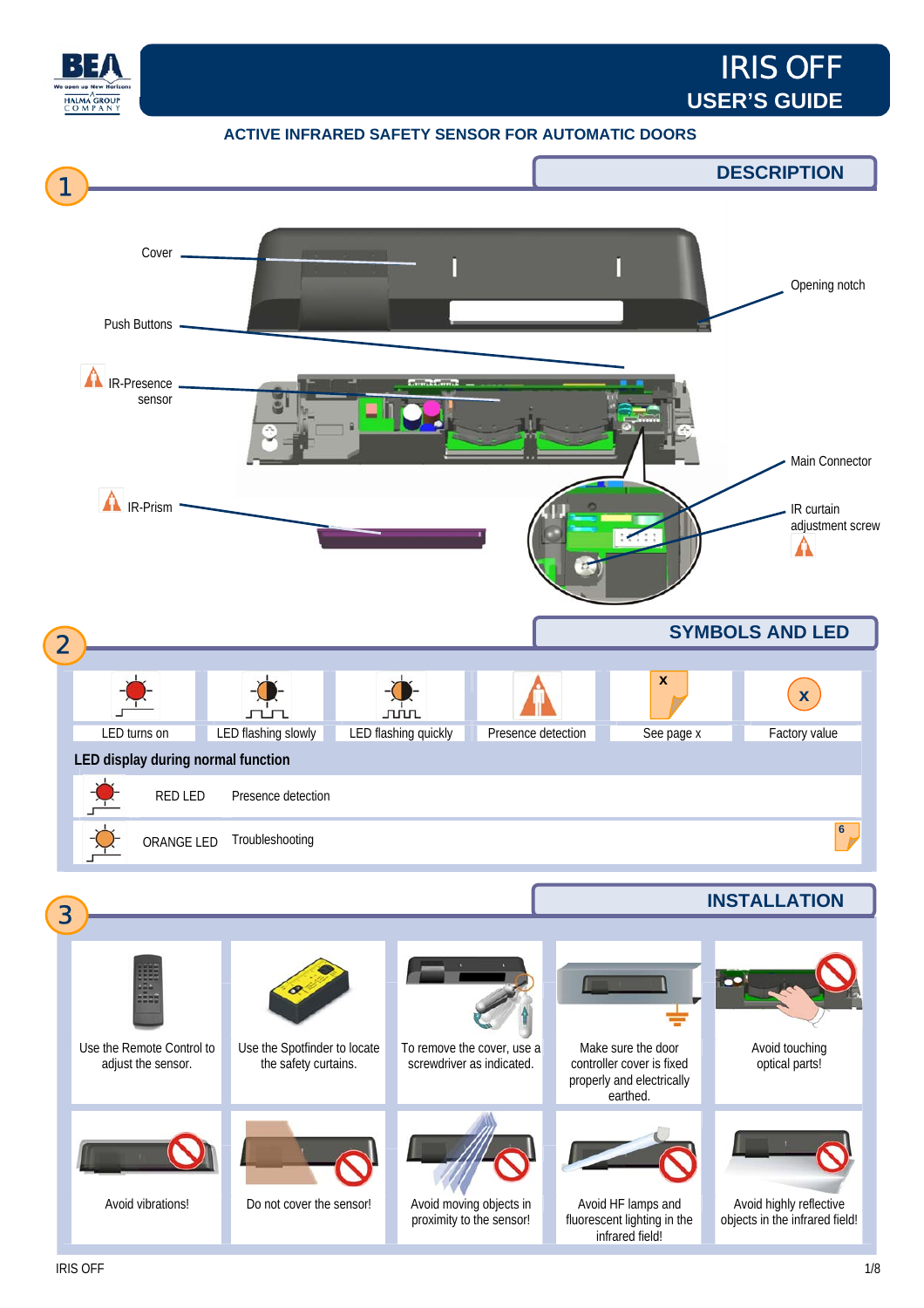# IRIS OFF
## USER'S GUIDE

**ACTIVE INFRARED SAFETY SENSOR FOR AUTOMATIC DOORS**

## 1 DESCRIPTION

- Cover
- Push Buttons
- IR-Presence sensor
- IR-Prism
- Opening notch
- Main Connector
- IR curtain adjustment screw

## 2 SYMBOLS AND LED

| LED turns on | LED flashing slowly | LED flashing quickly | Presence detection | See page x | Factory value |
|---|---|---|---|---|---|

**LED display during normal function**

| | |
|---|---|
| RED LED | Presence detection |
| ORANGE LED | Troubleshooting (6) |

## 3 INSTALLATION

- Use the Remote Control to adjust the sensor.
- Use the Spotfinder to locate the safety curtains.
- To remove the cover, use a screwdriver as indicated.
- Make sure the door controller cover is fixed properly and electrically earthed.
- Avoid touching optical parts!
- Avoid vibrations!
- Do not cover the sensor!
- Avoid moving objects in proximity to the sensor!
- Avoid HF lamps and fluorescent lighting in the infrared field!
- Avoid highly reflective objects in the infrared field!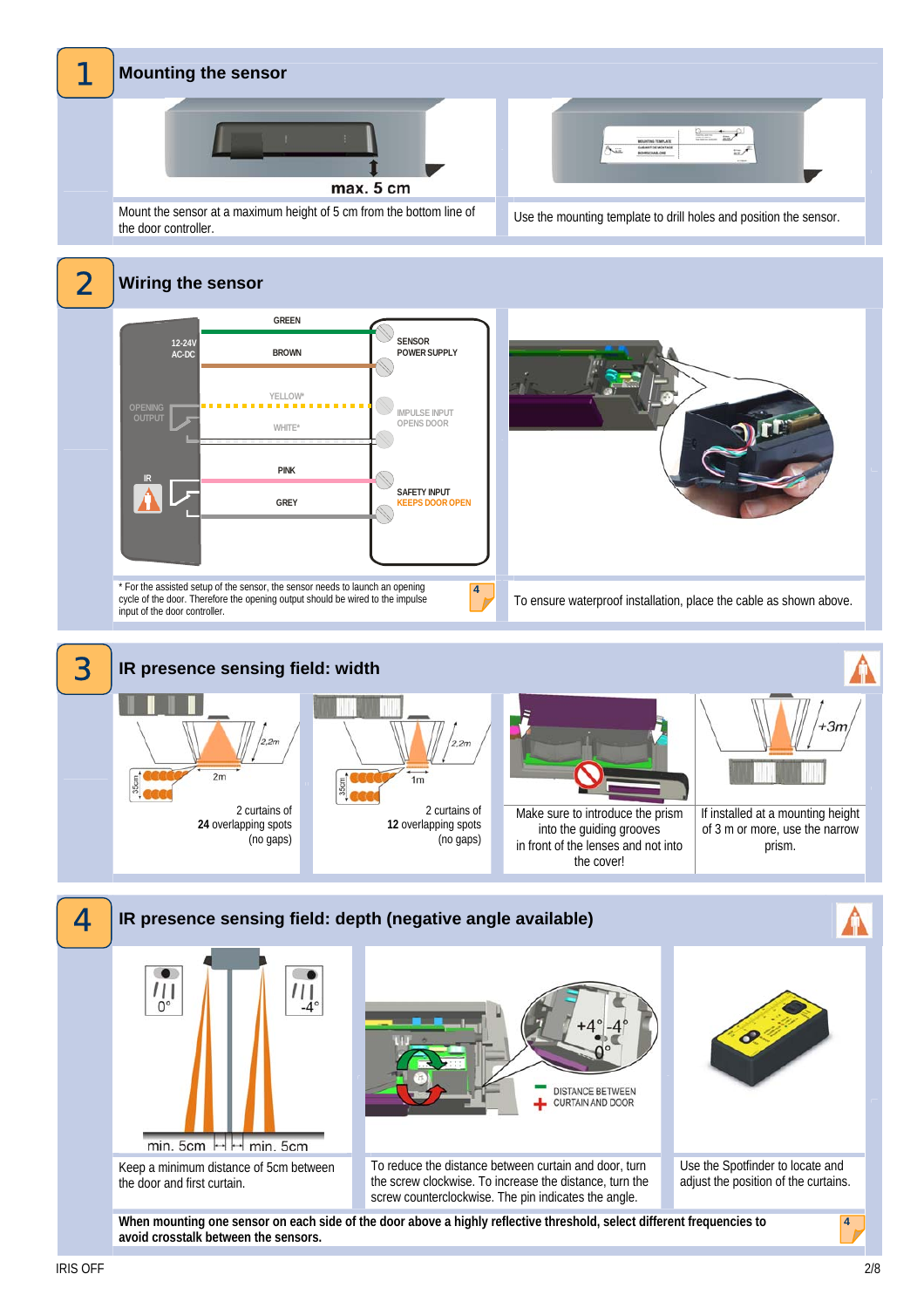## 1 Mounting the sensor

max. 5 cm

Mount the sensor at a maximum height of 5 cm from the bottom line of the door controller.

Use the mounting template to drill holes and position the sensor.

## 2 Wiring the sensor

12-24V AC-DC

GREEN

BROWN

SENSOR POWER SUPPLY

OPENING OUTPUT

YELLOW*

WHITE*

IMPULSE INPUT OPENS DOOR

IR

PINK

GREY

SAFETY INPUT KEEPS DOOR OPEN

* For the assisted setup of the sensor, the sensor needs to launch an opening cycle of the door. Therefore the opening output should be wired to the impulse input of the door controller.

To ensure waterproof installation, place the cable as shown above.

## 3 IR presence sensing field: width

2,2m

2m

35cm

2 curtains of **24** overlapping spots (no gaps)

2,2m

1m

35cm

2 curtains of **12** overlapping spots (no gaps)

Make sure to introduce the prism into the guiding grooves in front of the lenses and not into the cover!

+3m

If installed at a mounting height of 3 m or more, use the narrow prism.

## 4 IR presence sensing field: depth (negative angle available)

0°

-4°

min. 5cm

min. 5cm

Keep a minimum distance of 5cm between the door and first curtain.

+4° -4°

0°

– DISTANCE BETWEEN
+ CURTAIN AND DOOR

To reduce the distance between curtain and door, turn the screw clockwise. To increase the distance, turn the screw counterclockwise. The pin indicates the angle.

Use the Spotfinder to locate and adjust the position of the curtains.

**When mounting one sensor on each side of the door above a highly reflective threshold, select different frequencies to avoid crosstalk between the sensors.**

IRIS OFF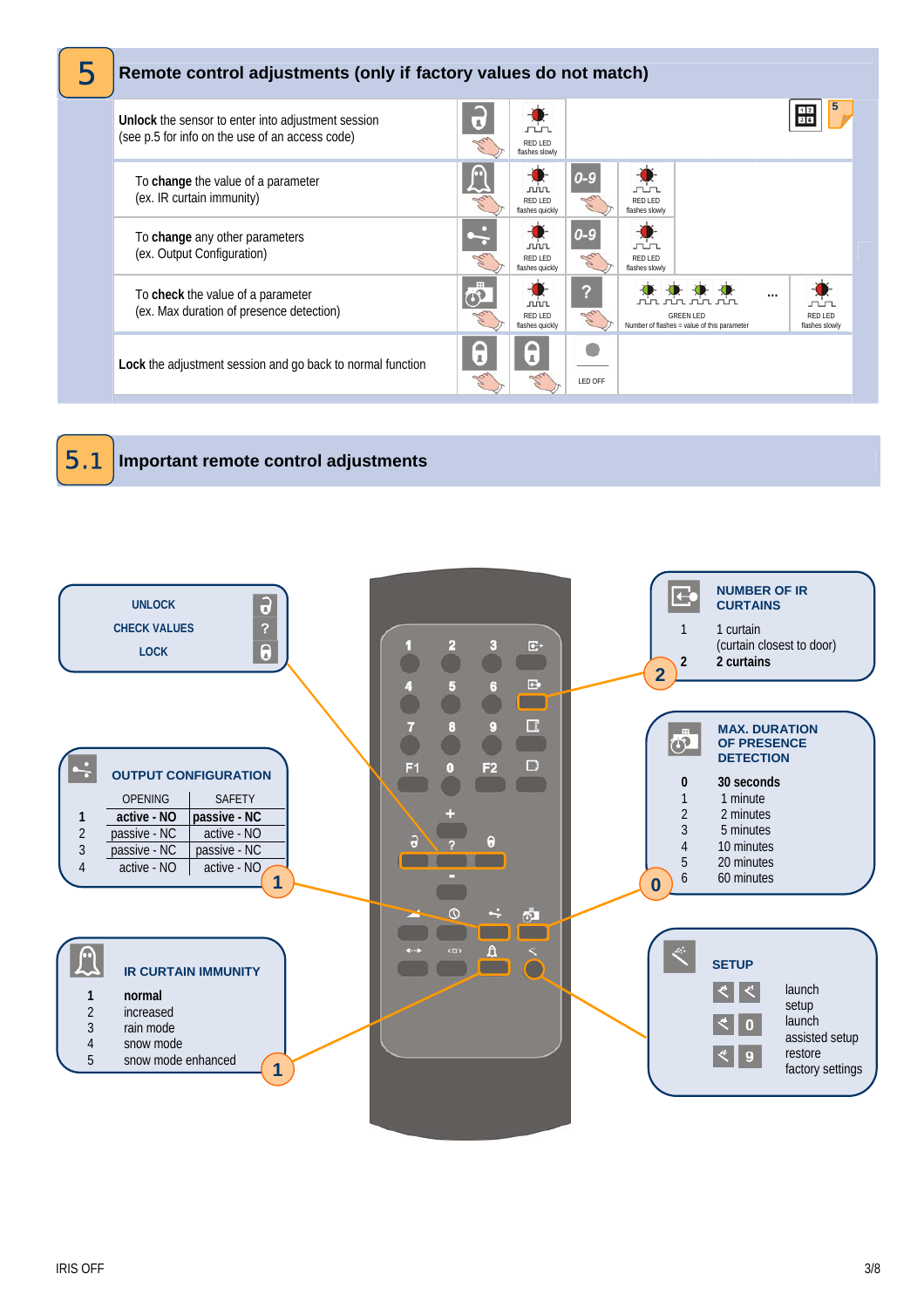## 5 Remote control adjustments (only if factory values do not match)

| Action | | | | |
|---|---|---|---|---|
| **Unlock** the sensor to enter into adjustment session (see p.5 for info on the use of an access code) | | RED LED flashes slowly | | |
| To **change** the value of a parameter (ex. IR curtain immunity) | | RED LED flashes quickly | 0-9 | RED LED flashes slowly |
| To **change** any other parameters (ex. Output Configuration) | | RED LED flashes quickly | 0-9 | RED LED flashes slowly |
| To **check** the value of a parameter (ex. Max duration of presence detection) | | RED LED flashes quickly | ? | GREEN LED Number of flashes = value of this parameter ... RED LED flashes slowly |
| **Lock** the adjustment session and go back to normal function | | | | LED OFF |

## 5.1 Important remote control adjustments

UNLOCK
CHECK VALUES
LOCK

**OUTPUT CONFIGURATION**

| | OPENING | SAFETY |
|---|---|---|
| **1** | **active - NO** | **passive - NC** |
| 2 | passive - NC | active - NO |
| 3 | passive - NC | passive - NC |
| 4 | active - NO | active - NO |

**IR CURTAIN IMMUNITY**

| | |
|---|---|
| **1** | **normal** |
| 2 | increased |
| 3 | rain mode |
| 4 | snow mode |
| 5 | snow mode enhanced |

**NUMBER OF IR CURTAINS**

| | |
|---|---|
| 1 | 1 curtain (curtain closest to door) |
| **2** | **2 curtains** |

**MAX. DURATION OF PRESENCE DETECTION**

| | |
|---|---|
| **0** | **30 seconds** |
| 1 | 1 minute |
| 2 | 2 minutes |
| 3 | 5 minutes |
| 4 | 10 minutes |
| 5 | 20 minutes |
| 6 | 60 minutes |

**SETUP**

| | |
|---|---|
| + | launch setup |
| + 0 | launch assisted setup |
| + 9 | restore factory settings |

IRIS OFF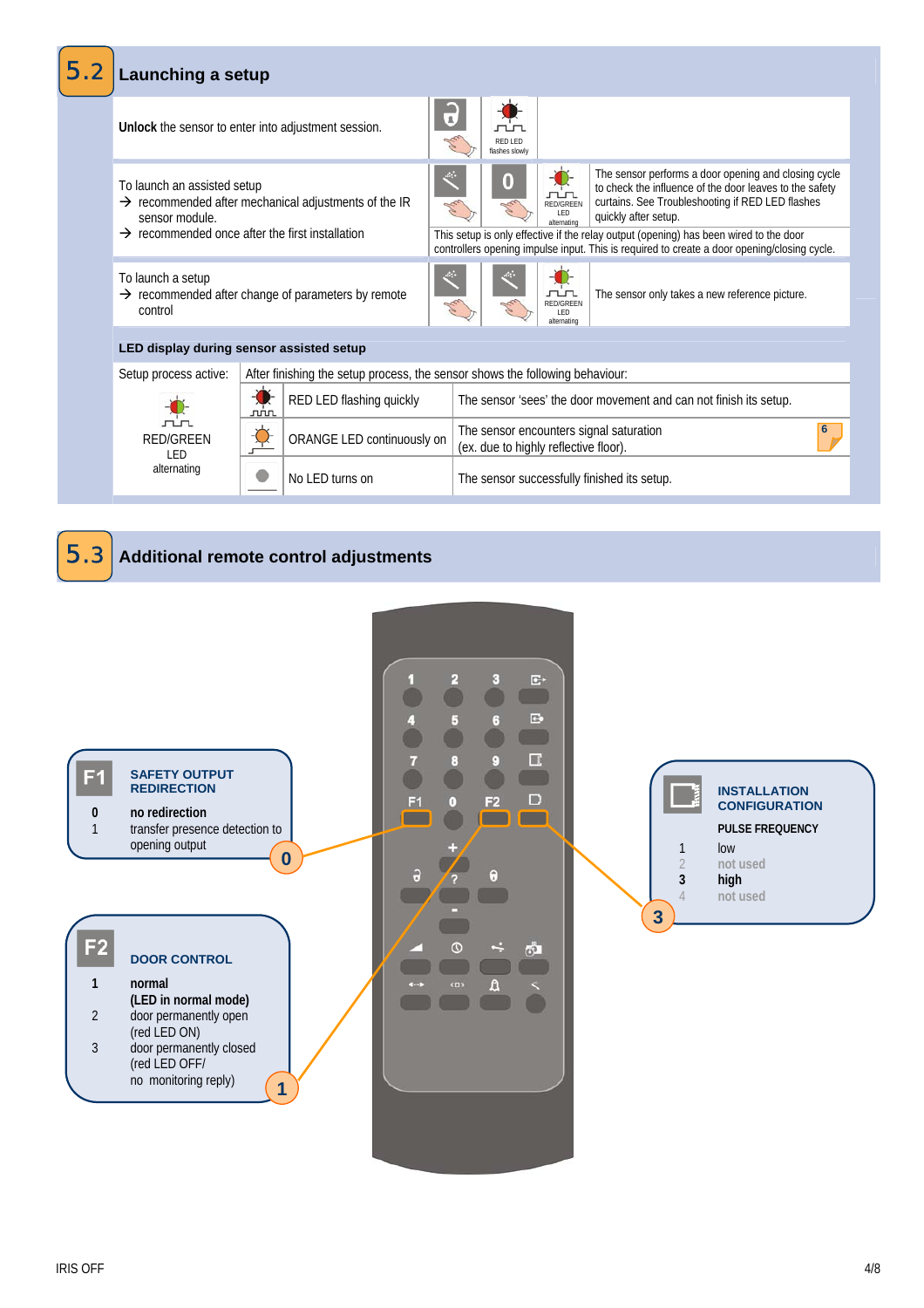## 5.2 Launching a setup

| | | |
|---|---|---|
| **Unlock** the sensor to enter into adjustment session. | RED LED flashes slowly | |
| To launch an assisted setup<br>→ recommended after mechanical adjustments of the IR sensor module.<br>→ recommended once after the first installation | 0 — RED/GREEN LED alternating | The sensor performs a door opening and closing cycle to check the influence of the door leaves to the safety curtains. See Troubleshooting if RED LED flashes quickly after setup.<br>This setup is only effective if the relay output (opening) has been wired to the door controllers opening impulse input. This is required to create a door opening/closing cycle. |
| To launch a setup<br>→ recommended after change of parameters by remote control | RED/GREEN LED alternating | The sensor only takes a new reference picture. |

**LED display during sensor assisted setup**

| Setup process active: | After finishing the setup process, the sensor shows the following behaviour: | |
|---|---|---|
| RED/GREEN LED alternating | RED LED flashing quickly | The sensor 'sees' the door movement and can not finish its setup. |
| | ORANGE LED continuously on | The sensor encounters signal saturation (ex. due to highly reflective floor). 6 |
| | No LED turns on | The sensor successfully finished its setup. |

## 5.3 Additional remote control adjustments

**F1 SAFETY OUTPUT REDIRECTION**

- **0** **no redirection**
- 1 transfer presence detection to opening output

Default: 0

**F2 DOOR CONTROL**

- **1** **normal (LED in normal mode)**
- 2 door permanently open (red LED ON)
- 3 door permanently closed (red LED OFF/ no monitoring reply)

Default: 1

**INSTALLATION CONFIGURATION**

**PULSE FREQUENCY**

- 1 low
- 2 not used
- **3** **high**
- 4 not used

Default: 3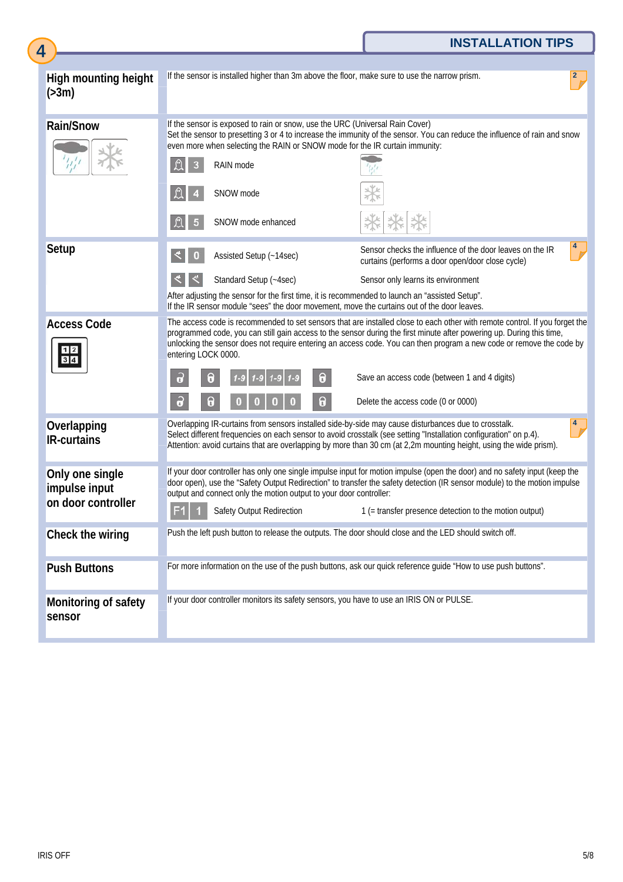## 4 INSTALLATION TIPS

| | |
|---|---|
| **High mounting height (>3m)** | If the sensor is installed higher than 3m above the floor, make sure to use the narrow prism. (2) |
| **Rain/Snow** | If the sensor is exposed to rain or snow, use the URC (Universal Rain Cover)<br>Set the sensor to presetting 3 or 4 to increase the immunity of the sensor. You can reduce the influence of rain and snow even more when selecting the RAIN or SNOW mode for the IR curtain immunity:<br>3 — RAIN mode<br>4 — SNOW mode<br>5 — SNOW mode enhanced |
| **Setup** | 0 — Assisted Setup (~14sec) — Sensor checks the influence of the door leaves on the IR curtains (performs a door open/door close cycle) (4)<br>Standard Setup (~4sec) — Sensor only learns its environment<br>After adjusting the sensor for the first time, it is recommended to launch an "assisted Setup".<br>If the IR sensor module "sees" the door movement, move the curtains out of the door leaves. |
| **Access Code** | The access code is recommended to set sensors that are installed close to each other with remote control. If you forget the programmed code, you can still gain access to the sensor during the first minute after powering up. During this time, unlocking the sensor does not require entering an access code. You can then program a new code or remove the code by entering LOCK 0000.<br>1-9 1-9 1-9 1-9 — Save an access code (between 1 and 4 digits)<br>0 0 0 0 — Delete the access code (0 or 0000) |
| **Overlapping IR-curtains** | Overlapping IR-curtains from sensors installed side-by-side may cause disturbances due to crosstalk.<br>Select different frequencies on each sensor to avoid crosstalk (see setting "Installation configuration" on p.4).<br>Attention: avoid curtains that are overlapping by more than 30 cm (at 2,2m mounting height, using the wide prism). (4) |
| **Only one single impulse input on door controller** | If your door controller has only one single impulse input for motion impulse (open the door) and no safety input (keep the door open), use the "Safety Output Redirection" to transfer the safety detection (IR sensor module) to the motion impulse output and connect only the motion output to your door controller:<br>F1 1 — Safety Output Redirection — 1 (= transfer presence detection to the motion output) |
| **Check the wiring** | Push the left push button to release the outputs. The door should close and the LED should switch off. |
| **Push Buttons** | For more information on the use of the push buttons, ask our quick reference guide "How to use push buttons". |
| **Monitoring of safety sensor** | If your door controller monitors its safety sensors, you have to use an IRIS ON or PULSE. |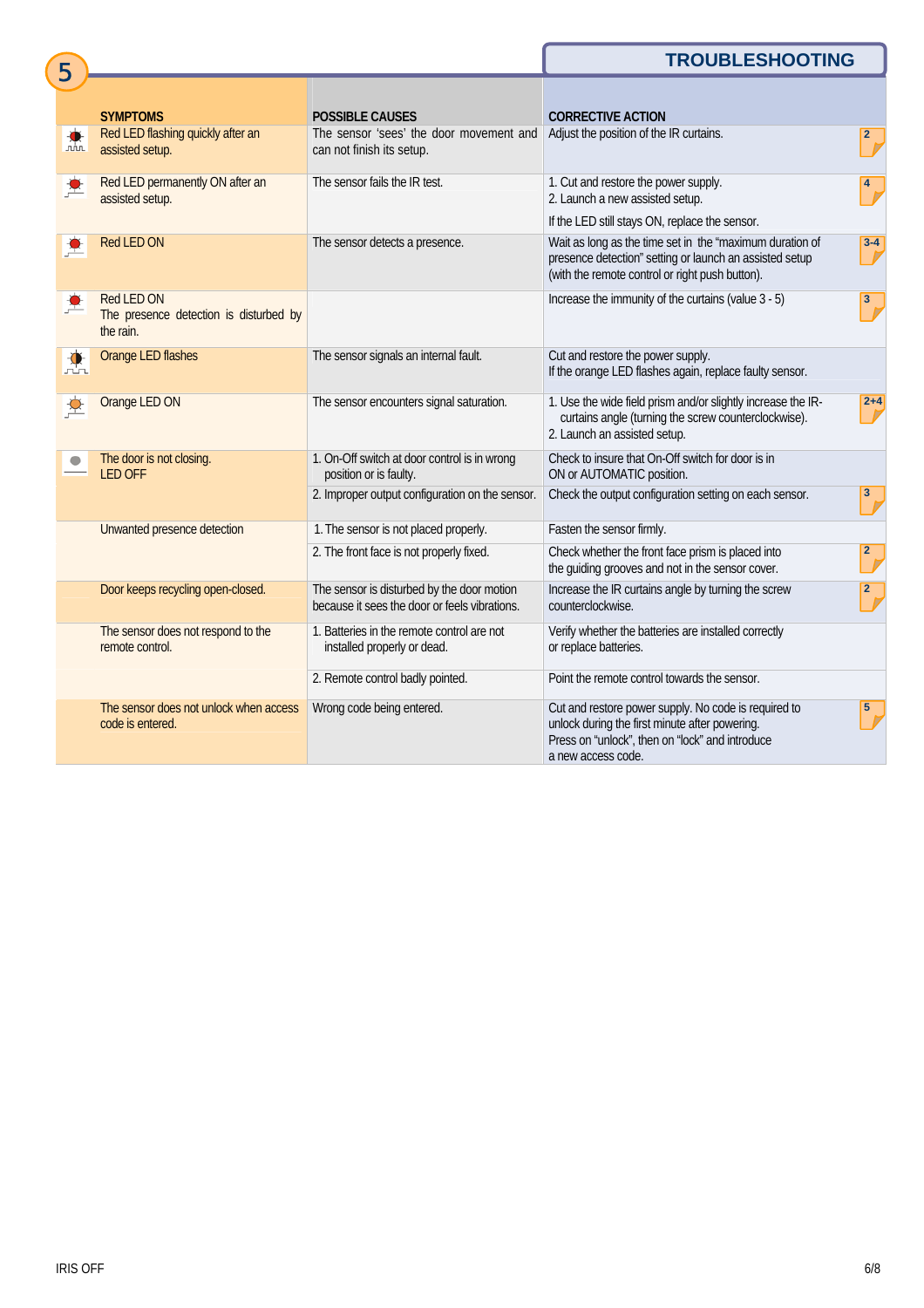## 5 TROUBLESHOOTING

| SYMPTOMS | POSSIBLE CAUSES | CORRECTIVE ACTION | |
|---|---|---|---|
| Red LED flashing quickly after an assisted setup. | The sensor 'sees' the door movement and can not finish its setup. | Adjust the position of the IR curtains. | 2 |
| Red LED permanently ON after an assisted setup. | The sensor fails the IR test. | 1. Cut and restore the power supply.<br>2. Launch a new assisted setup.<br>If the LED still stays ON, replace the sensor. | 4 |
| Red LED ON | The sensor detects a presence. | Wait as long as the time set in the "maximum duration of presence detection" setting or launch an assisted setup (with the remote control or right push button). | 3-4 |
| Red LED ON<br>The presence detection is disturbed by the rain. | | Increase the immunity of the curtains (value 3 - 5) | 3 |
| Orange LED flashes | The sensor signals an internal fault. | Cut and restore the power supply.<br>If the orange LED flashes again, replace faulty sensor. | |
| Orange LED ON | The sensor encounters signal saturation. | 1. Use the wide field prism and/or slightly increase the IR-curtains angle (turning the screw counterclockwise).<br>2. Launch an assisted setup. | 2+4 |
| The door is not closing.<br>LED OFF | 1. On-Off switch at door control is in wrong position or is faulty. | Check to insure that On-Off switch for door is in ON or AUTOMATIC position. | |
| | 2. Improper output configuration on the sensor. | Check the output configuration setting on each sensor. | 3 |
| Unwanted presence detection | 1. The sensor is not placed properly. | Fasten the sensor firmly. | |
| | 2. The front face is not properly fixed. | Check whether the front face prism is placed into the guiding grooves and not in the sensor cover. | 2 |
| Door keeps recycling open-closed. | The sensor is disturbed by the door motion because it sees the door or feels vibrations. | Increase the IR curtains angle by turning the screw counterclockwise. | 2 |
| The sensor does not respond to the remote control. | 1. Batteries in the remote control are not installed properly or dead. | Verify whether the batteries are installed correctly or replace batteries. | |
| | 2. Remote control badly pointed. | Point the remote control towards the sensor. | |
| The sensor does not unlock when access code is entered. | Wrong code being entered. | Cut and restore power supply. No code is required to unlock during the first minute after powering.<br>Press on "unlock", then on "lock" and introduce a new access code. | 5 |

IRIS OFF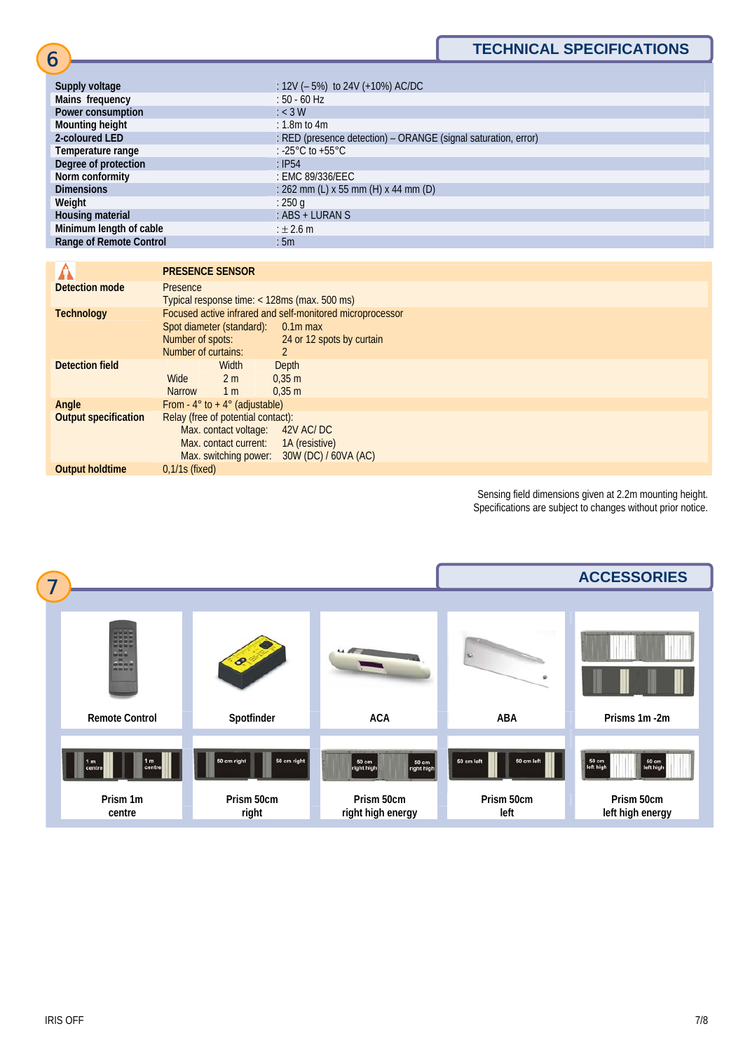## 6 TECHNICAL SPECIFICATIONS

| | |
|---|---|
| **Supply voltage** | : 12V (– 5%) to 24V (+10%) AC/DC |
| **Mains frequency** | : 50 - 60 Hz |
| **Power consumption** | : < 3 W |
| **Mounting height** | : 1.8m to 4m |
| **2-coloured LED** | : RED (presence detection) – ORANGE (signal saturation, error) |
| **Temperature range** | : -25°C to +55°C |
| **Degree of protection** | : IP54 |
| **Norm conformity** | : EMC 89/336/EEC |
| **Dimensions** | : 262 mm (L) x 55 mm (H) x 44 mm (D) |
| **Weight** | : 250 g |
| **Housing material** | : ABS + LURAN S |
| **Minimum length of cable** | : ± 2.6 m |
| **Range of Remote Control** | : 5m |

| | **PRESENCE SENSOR** |
|---|---|
| **Detection mode** | Presence<br>Typical response time: < 128ms (max. 500 ms) |
| **Technology** | Focused active infrared and self-monitored microprocessor<br>Spot diameter (standard): 0.1m max<br>Number of spots: 24 or 12 spots by curtain<br>Number of curtains: 2 |
| **Detection field** | Width / Depth<br>Wide: 2 m / 0,35 m<br>Narrow: 1 m / 0,35 m |
| **Angle** | From - 4° to + 4° (adjustable) |
| **Output specification** | Relay (free of potential contact):<br>Max. contact voltage: 42V AC/ DC<br>Max. contact current: 1A (resistive)<br>Max. switching power: 30W (DC) / 60VA (AC) |
| **Output holdtime** | 0,1/1s (fixed) |

Sensing field dimensions given at 2.2m mounting height.
Specifications are subject to changes without prior notice.

## 7 ACCESSORIES

- Remote Control
- Spotfinder
- ACA
- ABA
- Prisms 1m -2m
- Prism 1m centre
- Prism 50cm right
- Prism 50cm right high energy
- Prism 50cm left
- Prism 50cm left high energy